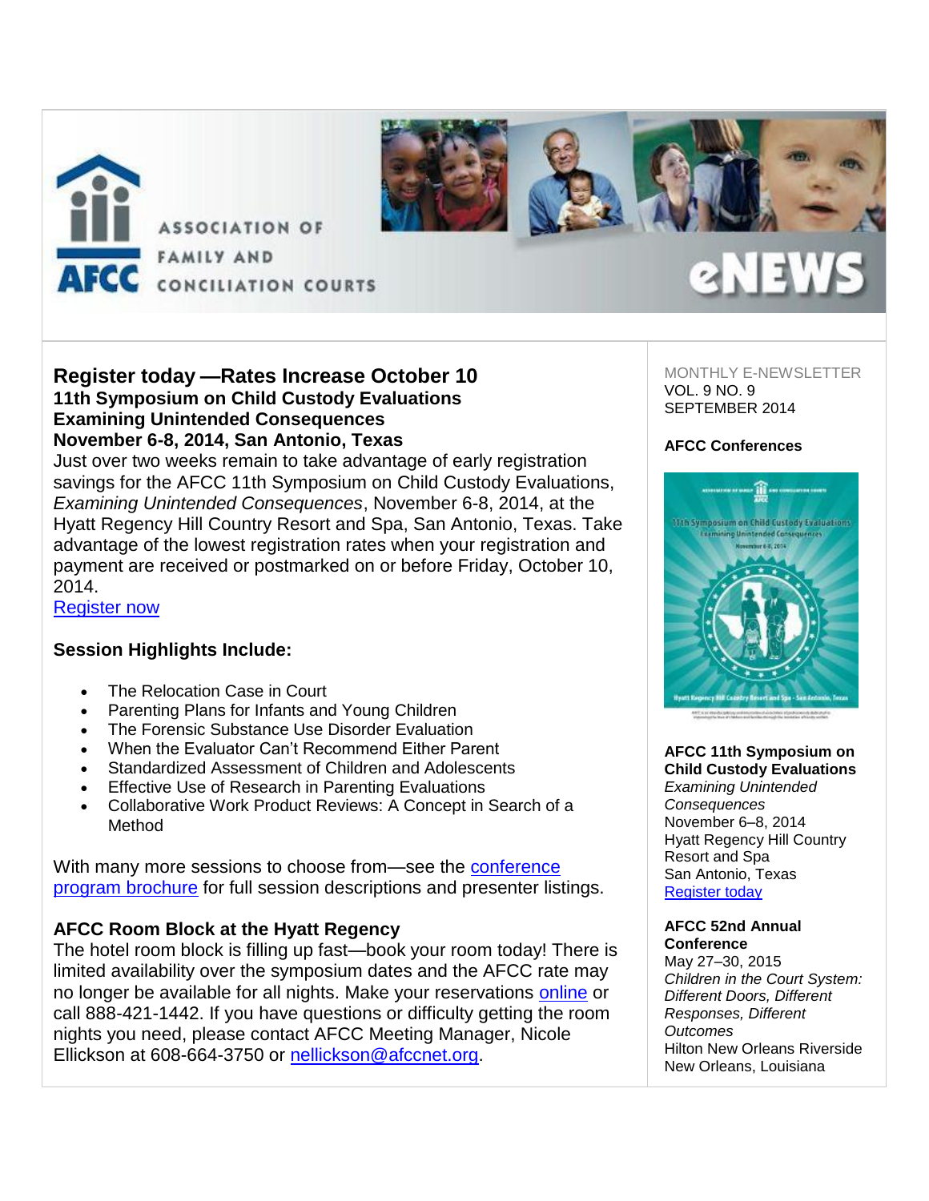ASSOCIATION OF FAMILY AND CONCILIATION COURTS

AFCC eNEWS

## Register today —Rates Increase October 10

### 11th Symposium on Child Custody Evaluations
### Examining Unintended Consequences
### November 6-8, 2014, San Antonio, Texas

Just over two weeks remain to take advantage of early registration savings for the AFCC 11th Symposium on Child Custody Evaluations, *Examining Unintended Consequences*, November 6-8, 2014, at the Hyatt Regency Hill Country Resort and Spa, San Antonio, Texas. Take advantage of the lowest registration rates when your registration and payment are received or postmarked on or before Friday, October 10, 2014.

Register now

### Session Highlights Include:

- The Relocation Case in Court
- Parenting Plans for Infants and Young Children
- The Forensic Substance Use Disorder Evaluation
- When the Evaluator Can't Recommend Either Parent
- Standardized Assessment of Children and Adolescents
- Effective Use of Research in Parenting Evaluations
- Collaborative Work Product Reviews: A Concept in Search of a Method

With many more sessions to choose from—see the conference program brochure for full session descriptions and presenter listings.

### AFCC Room Block at the Hyatt Regency

The hotel room block is filling up fast—book your room today! There is limited availability over the symposium dates and the AFCC rate may no longer be available for all nights. Make your reservations online or call 888-421-1442. If you have questions or difficulty getting the room nights you need, please contact AFCC Meeting Manager, Nicole Ellickson at 608-664-3750 or nellickson@afccnet.org.

MONTHLY E-NEWSLETTER
VOL. 9 NO. 9
SEPTEMBER 2014

**AFCC Conferences**

**AFCC 11th Symposium on Child Custody Evaluations**
*Examining Unintended Consequences*
November 6–8, 2014
Hyatt Regency Hill Country Resort and Spa
San Antonio, Texas
Register today

**AFCC 52nd Annual Conference**
May 27–30, 2015
*Children in the Court System: Different Doors, Different Responses, Different Outcomes*
Hilton New Orleans Riverside
New Orleans, Louisiana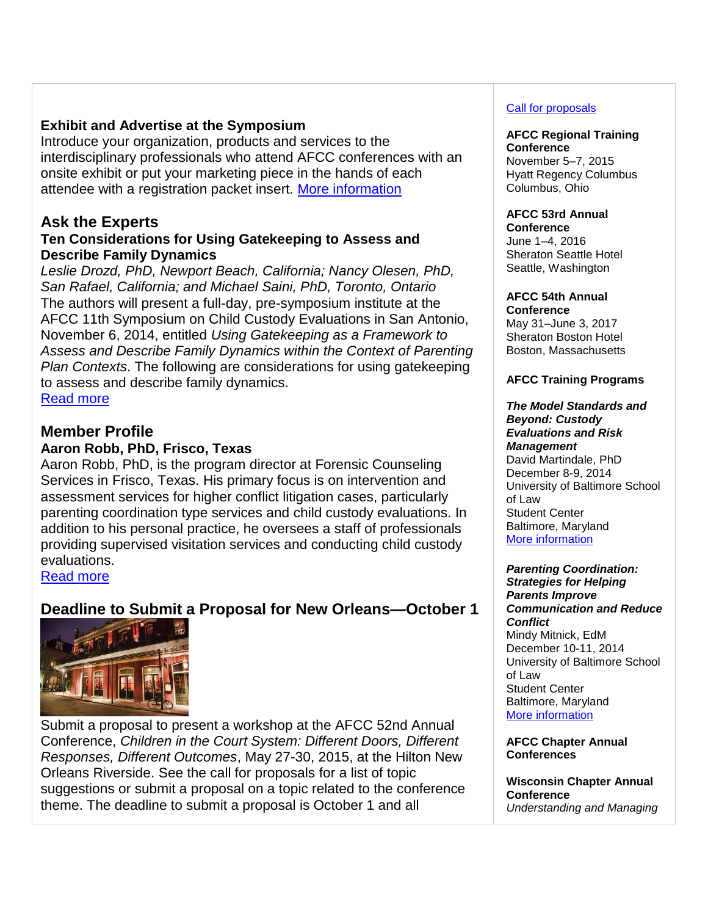### Exhibit and Advertise at the Symposium

Introduce your organization, products and services to the interdisciplinary professionals who attend AFCC conferences with an onsite exhibit or put your marketing piece in the hands of each attendee with a registration packet insert. More information

## Ask the Experts

### Ten Considerations for Using Gatekeeping to Assess and Describe Family Dynamics

*Leslie Drozd, PhD, Newport Beach, California; Nancy Olesen, PhD, San Rafael, California; and Michael Saini, PhD, Toronto, Ontario*

The authors will present a full-day, pre-symposium institute at the AFCC 11th Symposium on Child Custody Evaluations in San Antonio, November 6, 2014, entitled *Using Gatekeeping as a Framework to Assess and Describe Family Dynamics within the Context of Parenting Plan Contexts*. The following are considerations for using gatekeeping to assess and describe family dynamics.

Read more

## Member Profile

### Aaron Robb, PhD, Frisco, Texas

Aaron Robb, PhD, is the program director at Forensic Counseling Services in Frisco, Texas. His primary focus is on intervention and assessment services for higher conflict litigation cases, particularly parenting coordination type services and child custody evaluations. In addition to his personal practice, he oversees a staff of professionals providing supervised visitation services and conducting child custody evaluations.

Read more

## Deadline to Submit a Proposal for New Orleans—October 1

Submit a proposal to present a workshop at the AFCC 52nd Annual Conference, *Children in the Court System: Different Doors, Different Responses, Different Outcomes*, May 27-30, 2015, at the Hilton New Orleans Riverside. See the call for proposals for a list of topic suggestions or submit a proposal on a topic related to the conference theme. The deadline to submit a proposal is October 1 and all

Call for proposals

**AFCC Regional Training Conference**
November 5–7, 2015
Hyatt Regency Columbus
Columbus, Ohio

**AFCC 53rd Annual Conference**
June 1–4, 2016
Sheraton Seattle Hotel
Seattle, Washington

**AFCC 54th Annual Conference**
May 31–June 3, 2017
Sheraton Boston Hotel
Boston, Massachusetts

**AFCC Training Programs**

***The Model Standards and Beyond: Custody Evaluations and Risk Management***
David Martindale, PhD
December 8-9, 2014
University of Baltimore School of Law
Student Center
Baltimore, Maryland
More information

***Parenting Coordination: Strategies for Helping Parents Improve Communication and Reduce Conflict***
Mindy Mitnick, EdM
December 10-11, 2014
University of Baltimore School of Law
Student Center
Baltimore, Maryland
More information

**AFCC Chapter Annual Conferences**

**Wisconsin Chapter Annual Conference**
*Understanding and Managing*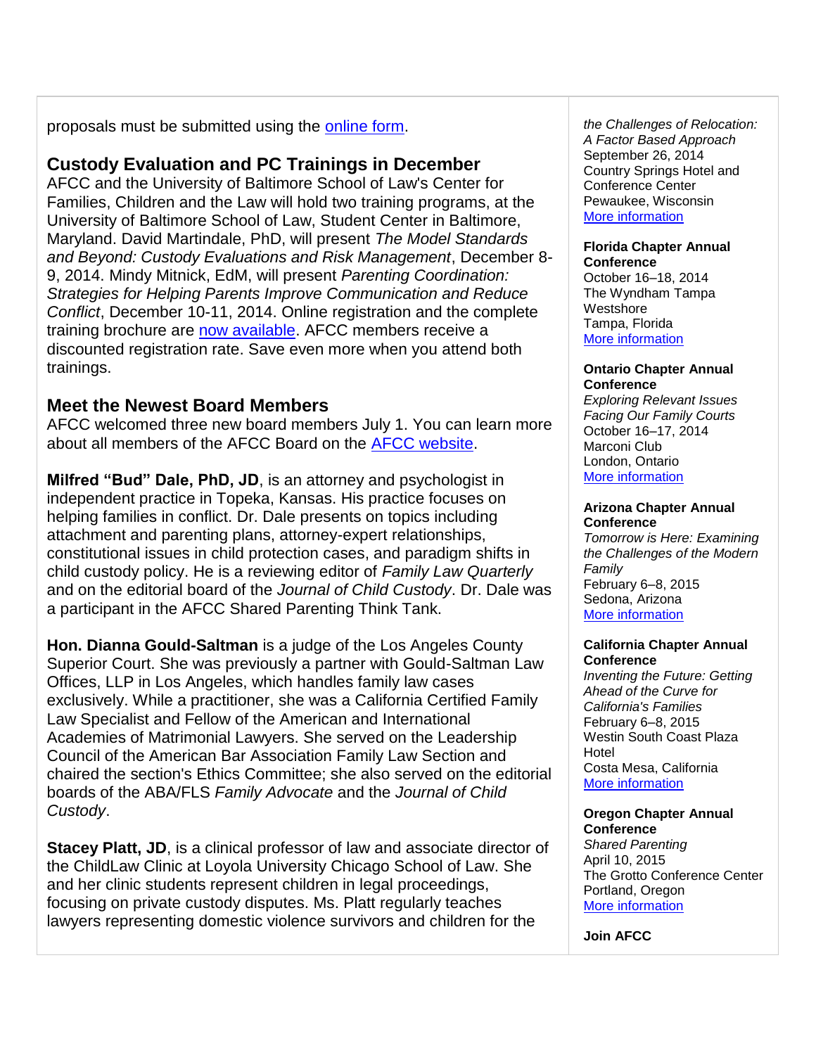proposals must be submitted using the [online form](#).

## Custody Evaluation and PC Trainings in December

AFCC and the University of Baltimore School of Law's Center for Families, Children and the Law will hold two training programs, at the University of Baltimore School of Law, Student Center in Baltimore, Maryland. David Martindale, PhD, will present *The Model Standards and Beyond: Custody Evaluations and Risk Management*, December 8-9, 2014. Mindy Mitnick, EdM, will present *Parenting Coordination: Strategies for Helping Parents Improve Communication and Reduce Conflict*, December 10-11, 2014. Online registration and the complete training brochure are [now available](#). AFCC members receive a discounted registration rate. Save even more when you attend both trainings.

## Meet the Newest Board Members

AFCC welcomed three new board members July 1. You can learn more about all members of the AFCC Board on the [AFCC website](#).

**Milfred "Bud" Dale, PhD, JD**, is an attorney and psychologist in independent practice in Topeka, Kansas. His practice focuses on helping families in conflict. Dr. Dale presents on topics including attachment and parenting plans, attorney-expert relationships, constitutional issues in child protection cases, and paradigm shifts in child custody policy. He is a reviewing editor of *Family Law Quarterly* and on the editorial board of the *Journal of Child Custody*. Dr. Dale was a participant in the AFCC Shared Parenting Think Tank.

**Hon. Dianna Gould-Saltman** is a judge of the Los Angeles County Superior Court. She was previously a partner with Gould-Saltman Law Offices, LLP in Los Angeles, which handles family law cases exclusively. While a practitioner, she was a California Certified Family Law Specialist and Fellow of the American and International Academies of Matrimonial Lawyers. She served on the Leadership Council of the American Bar Association Family Law Section and chaired the section's Ethics Committee; she also served on the editorial boards of the ABA/FLS *Family Advocate* and the *Journal of Child Custody*.

**Stacey Platt, JD**, is a clinical professor of law and associate director of the ChildLaw Clinic at Loyola University Chicago School of Law. She and her clinic students represent children in legal proceedings, focusing on private custody disputes. Ms. Platt regularly teaches lawyers representing domestic violence survivors and children for the

*the Challenges of Relocation: A Factor Based Approach*
September 26, 2014
Country Springs Hotel and Conference Center
Pewaukee, Wisconsin
[More information](#)

**Florida Chapter Annual Conference**
October 16–18, 2014
The Wyndham Tampa Westshore
Tampa, Florida
[More information](#)

**Ontario Chapter Annual Conference**
*Exploring Relevant Issues Facing Our Family Courts*
October 16–17, 2014
Marconi Club
London, Ontario
[More information](#)

**Arizona Chapter Annual Conference**
*Tomorrow is Here: Examining the Challenges of the Modern Family*
February 6–8, 2015
Sedona, Arizona
[More information](#)

**California Chapter Annual Conference**
*Inventing the Future: Getting Ahead of the Curve for California's Families*
February 6–8, 2015
Westin South Coast Plaza Hotel
Costa Mesa, California
[More information](#)

**Oregon Chapter Annual Conference**
*Shared Parenting*
April 10, 2015
The Grotto Conference Center
Portland, Oregon
[More information](#)

**Join AFCC**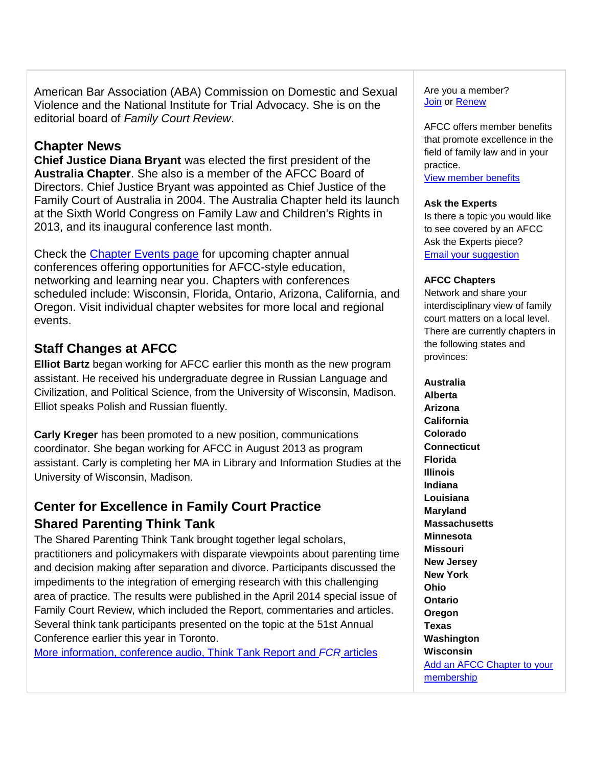American Bar Association (ABA) Commission on Domestic and Sexual Violence and the National Institute for Trial Advocacy. She is on the editorial board of *Family Court Review*.

## Chapter News

**Chief Justice Diana Bryant** was elected the first president of the **Australia Chapter**. She also is a member of the AFCC Board of Directors. Chief Justice Bryant was appointed as Chief Justice of the Family Court of Australia in 2004. The Australia Chapter held its launch at the Sixth World Congress on Family Law and Children's Rights in 2013, and its inaugural conference last month.

Check the [Chapter Events page] for upcoming chapter annual conferences offering opportunities for AFCC-style education, networking and learning near you. Chapters with conferences scheduled include: Wisconsin, Florida, Ontario, Arizona, California, and Oregon. Visit individual chapter websites for more local and regional events.

## Staff Changes at AFCC

**Elliot Bartz** began working for AFCC earlier this month as the new program assistant. He received his undergraduate degree in Russian Language and Civilization, and Political Science, from the University of Wisconsin, Madison. Elliot speaks Polish and Russian fluently.

**Carly Kreger** has been promoted to a new position, communications coordinator. She began working for AFCC in August 2013 as program assistant. Carly is completing her MA in Library and Information Studies at the University of Wisconsin, Madison.

## Center for Excellence in Family Court Practice Shared Parenting Think Tank

The Shared Parenting Think Tank brought together legal scholars, practitioners and policymakers with disparate viewpoints about parenting time and decision making after separation and divorce. Participants discussed the impediments to the integration of emerging research with this challenging area of practice. The results were published in the April 2014 special issue of Family Court Review, which included the Report, commentaries and articles. Several think tank participants presented on the topic at the 51st Annual Conference earlier this year in Toronto.

[More information, conference audio, Think Tank Report and *FCR* articles]

Are you a member?
[Join] or [Renew]

AFCC offers member benefits that promote excellence in the field of family law and in your practice.
[View member benefits]

**Ask the Experts**
Is there a topic you would like to see covered by an AFCC Ask the Experts piece?
[Email your suggestion]

**AFCC Chapters**
Network and share your interdisciplinary view of family court matters on a local level. There are currently chapters in the following states and provinces:

**Australia**
**Alberta**
**Arizona**
**California**
**Colorado**
**Connecticut**
**Florida**
**Illinois**
**Indiana**
**Louisiana**
**Maryland**
**Massachusetts**
**Minnesota**
**Missouri**
**New Jersey**
**New York**
**Ohio**
**Ontario**
**Oregon**
**Texas**
**Washington**
**Wisconsin**

[Add an AFCC Chapter to your membership]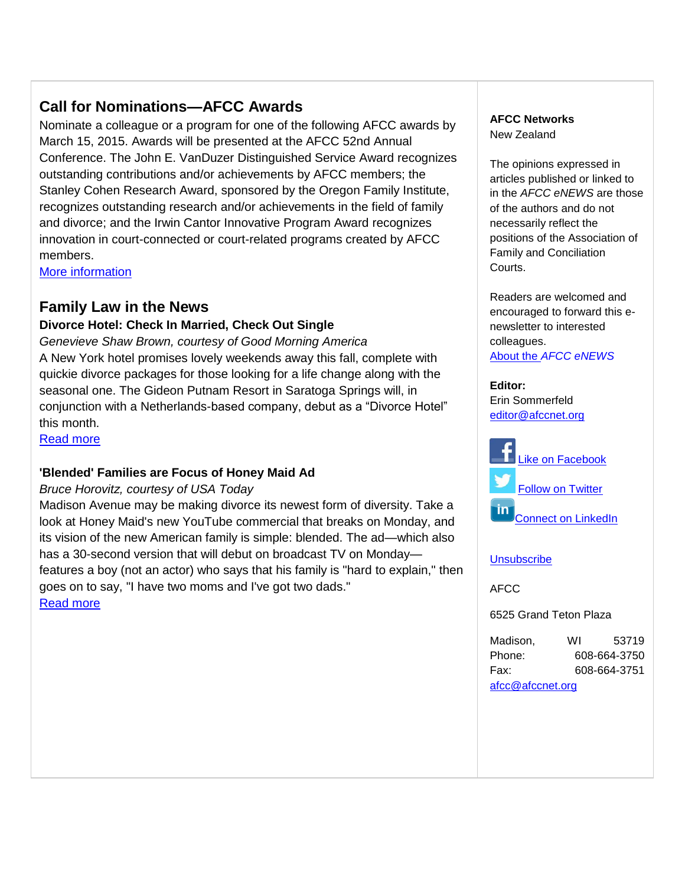## Call for Nominations—AFCC Awards

Nominate a colleague or a program for one of the following AFCC awards by March 15, 2015. Awards will be presented at the AFCC 52nd Annual Conference. The John E. VanDuzer Distinguished Service Award recognizes outstanding contributions and/or achievements by AFCC members; the Stanley Cohen Research Award, sponsored by the Oregon Family Institute, recognizes outstanding research and/or achievements in the field of family and divorce; and the Irwin Cantor Innovative Program Award recognizes innovation in court-connected or court-related programs created by AFCC members.

More information

## Family Law in the News

### Divorce Hotel: Check In Married, Check Out Single

*Genevieve Shaw Brown, courtesy of Good Morning America*

A New York hotel promises lovely weekends away this fall, complete with quickie divorce packages for those looking for a life change along with the seasonal one. The Gideon Putnam Resort in Saratoga Springs will, in conjunction with a Netherlands-based company, debut as a “Divorce Hotel” this month.

Read more

### 'Blended' Families are Focus of Honey Maid Ad

*Bruce Horovitz, courtesy of USA Today*

Madison Avenue may be making divorce its newest form of diversity. Take a look at Honey Maid's new YouTube commercial that breaks on Monday, and its vision of the new American family is simple: blended. The ad—which also has a 30-second version that will debut on broadcast TV on Monday—features a boy (not an actor) who says that his family is "hard to explain," then goes on to say, "I have two moms and I've got two dads."

Read more

**AFCC Networks**
New Zealand

The opinions expressed in articles published or linked to in the *AFCC eNEWS* are those of the authors and do not necessarily reflect the positions of the Association of Family and Conciliation Courts.

Readers are welcomed and encouraged to forward this e-newsletter to interested colleagues.

About the *AFCC eNEWS*

**Editor:**
Erin Sommerfeld
editor@afccnet.org

Like on Facebook

Follow on Twitter

Connect on LinkedIn

Unsubscribe

AFCC

6525 Grand Teton Plaza

Madison, WI 53719
Phone: 608-664-3750
Fax: 608-664-3751
afcc@afccnet.org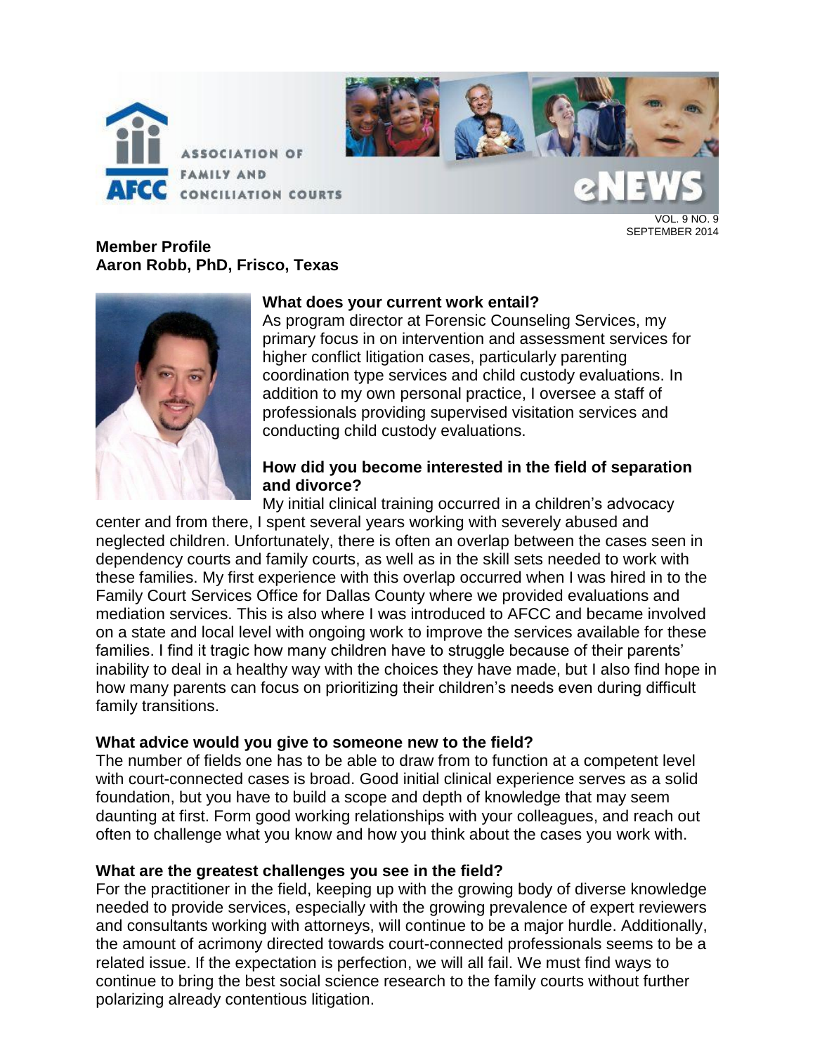## Member Profile
## Aaron Robb, PhD, Frisco, Texas

### What does your current work entail?

As program director at Forensic Counseling Services, my primary focus in on intervention and assessment services for higher conflict litigation cases, particularly parenting coordination type services and child custody evaluations. In addition to my own personal practice, I oversee a staff of professionals providing supervised visitation services and conducting child custody evaluations.

### How did you become interested in the field of separation and divorce?

My initial clinical training occurred in a children's advocacy center and from there, I spent several years working with severely abused and neglected children. Unfortunately, there is often an overlap between the cases seen in dependency courts and family courts, as well as in the skill sets needed to work with these families. My first experience with this overlap occurred when I was hired in to the Family Court Services Office for Dallas County where we provided evaluations and mediation services. This is also where I was introduced to AFCC and became involved on a state and local level with ongoing work to improve the services available for these families. I find it tragic how many children have to struggle because of their parents' inability to deal in a healthy way with the choices they have made, but I also find hope in how many parents can focus on prioritizing their children's needs even during difficult family transitions.

### What advice would you give to someone new to the field?

The number of fields one has to be able to draw from to function at a competent level with court-connected cases is broad. Good initial clinical experience serves as a solid foundation, but you have to build a scope and depth of knowledge that may seem daunting at first. Form good working relationships with your colleagues, and reach out often to challenge what you know and how you think about the cases you work with.

### What are the greatest challenges you see in the field?

For the practitioner in the field, keeping up with the growing body of diverse knowledge needed to provide services, especially with the growing prevalence of expert reviewers and consultants working with attorneys, will continue to be a major hurdle. Additionally, the amount of acrimony directed towards court-connected professionals seems to be a related issue. If the expectation is perfection, we will all fail. We must find ways to continue to bring the best social science research to the family courts without further polarizing already contentious litigation.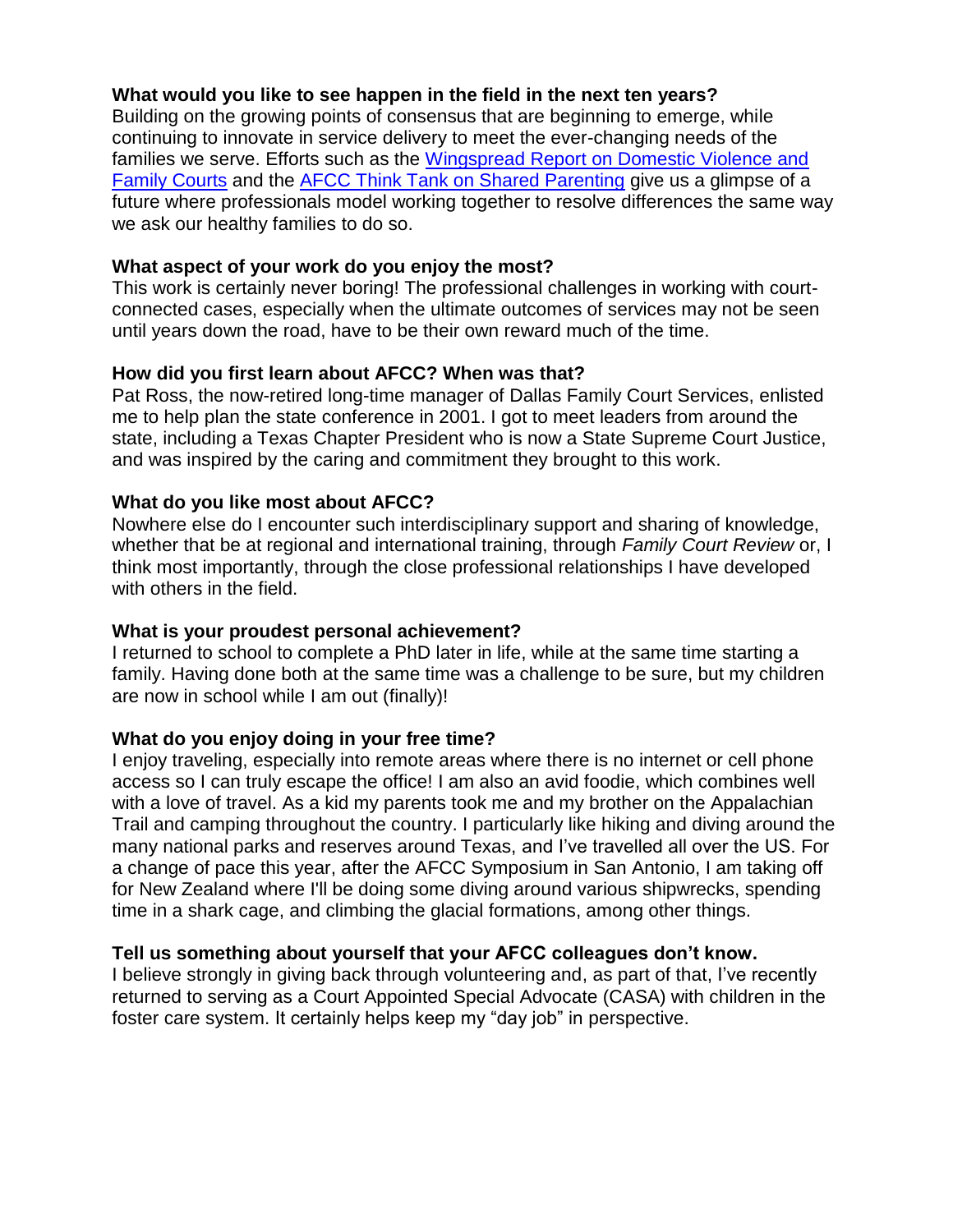**What would you like to see happen in the field in the next ten years?**
Building on the growing points of consensus that are beginning to emerge, while continuing to innovate in service delivery to meet the ever-changing needs of the families we serve. Efforts such as the Wingspread Report on Domestic Violence and Family Courts and the AFCC Think Tank on Shared Parenting give us a glimpse of a future where professionals model working together to resolve differences the same way we ask our healthy families to do so.

**What aspect of your work do you enjoy the most?**
This work is certainly never boring! The professional challenges in working with court-connected cases, especially when the ultimate outcomes of services may not be seen until years down the road, have to be their own reward much of the time.

**How did you first learn about AFCC? When was that?**
Pat Ross, the now-retired long-time manager of Dallas Family Court Services, enlisted me to help plan the state conference in 2001. I got to meet leaders from around the state, including a Texas Chapter President who is now a State Supreme Court Justice, and was inspired by the caring and commitment they brought to this work.

**What do you like most about AFCC?**
Nowhere else do I encounter such interdisciplinary support and sharing of knowledge, whether that be at regional and international training, through *Family Court Review* or, I think most importantly, through the close professional relationships I have developed with others in the field.

**What is your proudest personal achievement?**
I returned to school to complete a PhD later in life, while at the same time starting a family. Having done both at the same time was a challenge to be sure, but my children are now in school while I am out (finally)!

**What do you enjoy doing in your free time?**
I enjoy traveling, especially into remote areas where there is no internet or cell phone access so I can truly escape the office! I am also an avid foodie, which combines well with a love of travel. As a kid my parents took me and my brother on the Appalachian Trail and camping throughout the country. I particularly like hiking and diving around the many national parks and reserves around Texas, and I've travelled all over the US. For a change of pace this year, after the AFCC Symposium in San Antonio, I am taking off for New Zealand where I'll be doing some diving around various shipwrecks, spending time in a shark cage, and climbing the glacial formations, among other things.

**Tell us something about yourself that your AFCC colleagues don't know.**
I believe strongly in giving back through volunteering and, as part of that, I've recently returned to serving as a Court Appointed Special Advocate (CASA) with children in the foster care system. It certainly helps keep my "day job" in perspective.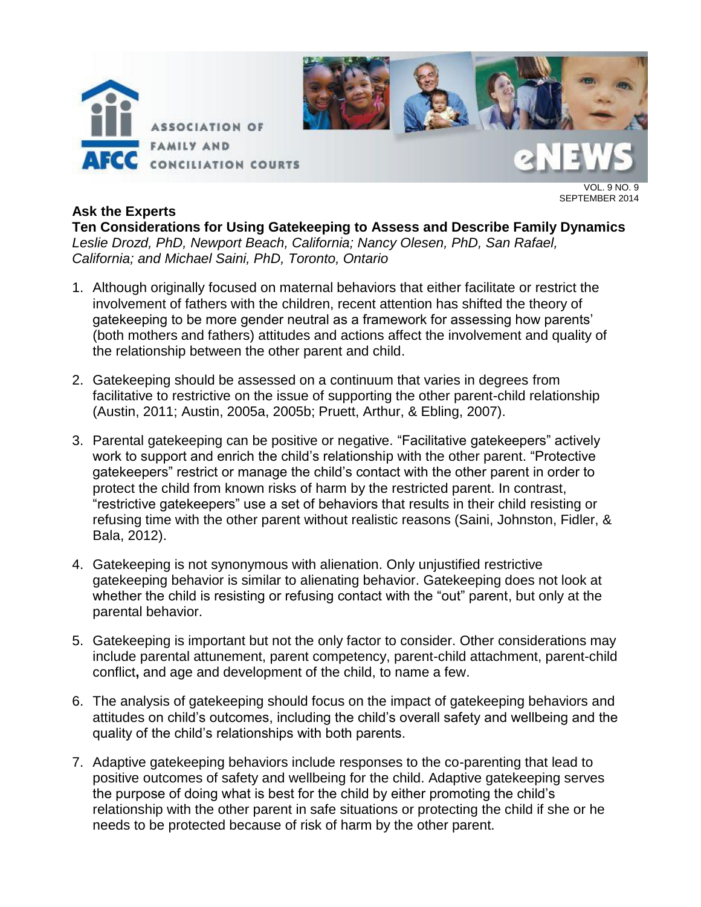## Ask the Experts

### Ten Considerations for Using Gatekeeping to Assess and Describe Family Dynamics

*Leslie Drozd, PhD, Newport Beach, California; Nancy Olesen, PhD, San Rafael, California; and Michael Saini, PhD, Toronto, Ontario*

1. Although originally focused on maternal behaviors that either facilitate or restrict the involvement of fathers with the children, recent attention has shifted the theory of gatekeeping to be more gender neutral as a framework for assessing how parents' (both mothers and fathers) attitudes and actions affect the involvement and quality of the relationship between the other parent and child.

2. Gatekeeping should be assessed on a continuum that varies in degrees from facilitative to restrictive on the issue of supporting the other parent-child relationship (Austin, 2011; Austin, 2005a, 2005b; Pruett, Arthur, & Ebling, 2007).

3. Parental gatekeeping can be positive or negative. "Facilitative gatekeepers" actively work to support and enrich the child's relationship with the other parent. "Protective gatekeepers" restrict or manage the child's contact with the other parent in order to protect the child from known risks of harm by the restricted parent. In contrast, "restrictive gatekeepers" use a set of behaviors that results in their child resisting or refusing time with the other parent without realistic reasons (Saini, Johnston, Fidler, & Bala, 2012).

4. Gatekeeping is not synonymous with alienation. Only unjustified restrictive gatekeeping behavior is similar to alienating behavior. Gatekeeping does not look at whether the child is resisting or refusing contact with the "out" parent, but only at the parental behavior.

5. Gatekeeping is important but not the only factor to consider. Other considerations may include parental attunement, parent competency, parent-child attachment, parent-child conflict**,** and age and development of the child, to name a few.

6. The analysis of gatekeeping should focus on the impact of gatekeeping behaviors and attitudes on child's outcomes, including the child's overall safety and wellbeing and the quality of the child's relationships with both parents.

7. Adaptive gatekeeping behaviors include responses to the co-parenting that lead to positive outcomes of safety and wellbeing for the child. Adaptive gatekeeping serves the purpose of doing what is best for the child by either promoting the child's relationship with the other parent in safe situations or protecting the child if she or he needs to be protected because of risk of harm by the other parent.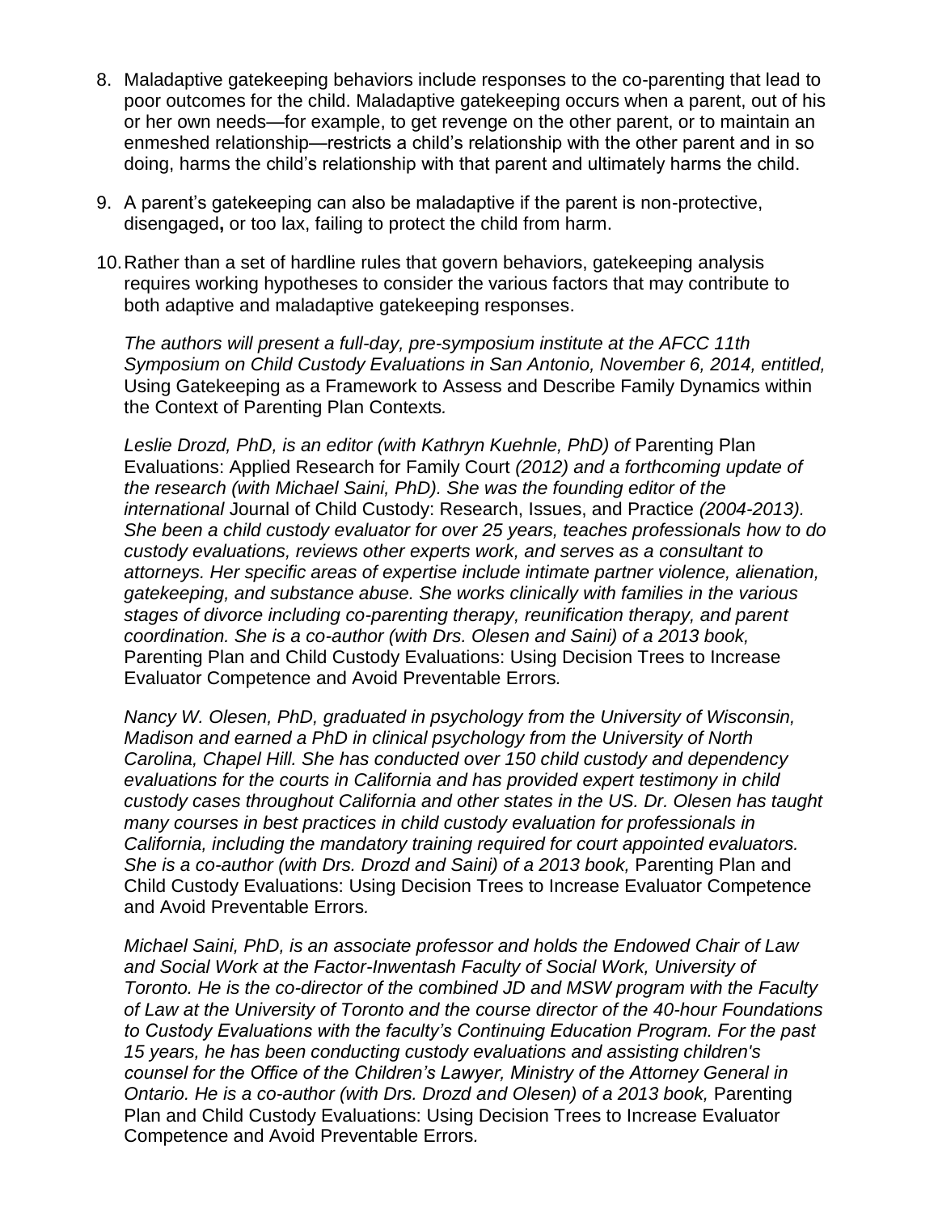8. Maladaptive gatekeeping behaviors include responses to the co-parenting that lead to poor outcomes for the child. Maladaptive gatekeeping occurs when a parent, out of his or her own needs—for example, to get revenge on the other parent, or to maintain an enmeshed relationship—restricts a child's relationship with the other parent and in so doing, harms the child's relationship with that parent and ultimately harms the child.

9. A parent's gatekeeping can also be maladaptive if the parent is non-protective, disengaged**,** or too lax, failing to protect the child from harm.

10. Rather than a set of hardline rules that govern behaviors, gatekeeping analysis requires working hypotheses to consider the various factors that may contribute to both adaptive and maladaptive gatekeeping responses.

*The authors will present a full-day, pre-symposium institute at the AFCC 11th Symposium on Child Custody Evaluations in San Antonio, November 6, 2014, entitled,* Using Gatekeeping as a Framework to Assess and Describe Family Dynamics within the Context of Parenting Plan Contexts*.*

*Leslie Drozd, PhD, is an editor (with Kathryn Kuehnle, PhD) of* Parenting Plan Evaluations: Applied Research for Family Court *(2012) and a forthcoming update of the research (with Michael Saini, PhD). She was the founding editor of the international* Journal of Child Custody: Research, Issues, and Practice *(2004-2013). She been a child custody evaluator for over 25 years, teaches professionals how to do custody evaluations, reviews other experts work, and serves as a consultant to attorneys. Her specific areas of expertise include intimate partner violence, alienation, gatekeeping, and substance abuse. She works clinically with families in the various stages of divorce including co-parenting therapy, reunification therapy, and parent coordination. She is a co-author (with Drs. Olesen and Saini) of a 2013 book,* Parenting Plan and Child Custody Evaluations: Using Decision Trees to Increase Evaluator Competence and Avoid Preventable Errors*.*

*Nancy W. Olesen, PhD, graduated in psychology from the University of Wisconsin, Madison and earned a PhD in clinical psychology from the University of North Carolina, Chapel Hill. She has conducted over 150 child custody and dependency evaluations for the courts in California and has provided expert testimony in child custody cases throughout California and other states in the US. Dr. Olesen has taught many courses in best practices in child custody evaluation for professionals in California, including the mandatory training required for court appointed evaluators. She is a co-author (with Drs. Drozd and Saini) of a 2013 book,* Parenting Plan and Child Custody Evaluations: Using Decision Trees to Increase Evaluator Competence and Avoid Preventable Errors*.*

*Michael Saini, PhD, is an associate professor and holds the Endowed Chair of Law and Social Work at the Factor-Inwentash Faculty of Social Work, University of Toronto. He is the co-director of the combined JD and MSW program with the Faculty of Law at the University of Toronto and the course director of the 40-hour Foundations to Custody Evaluations with the faculty's Continuing Education Program. For the past 15 years, he has been conducting custody evaluations and assisting children's counsel for the Office of the Children's Lawyer, Ministry of the Attorney General in Ontario. He is a co-author (with Drs. Drozd and Olesen) of a 2013 book,* Parenting Plan and Child Custody Evaluations: Using Decision Trees to Increase Evaluator Competence and Avoid Preventable Errors*.*